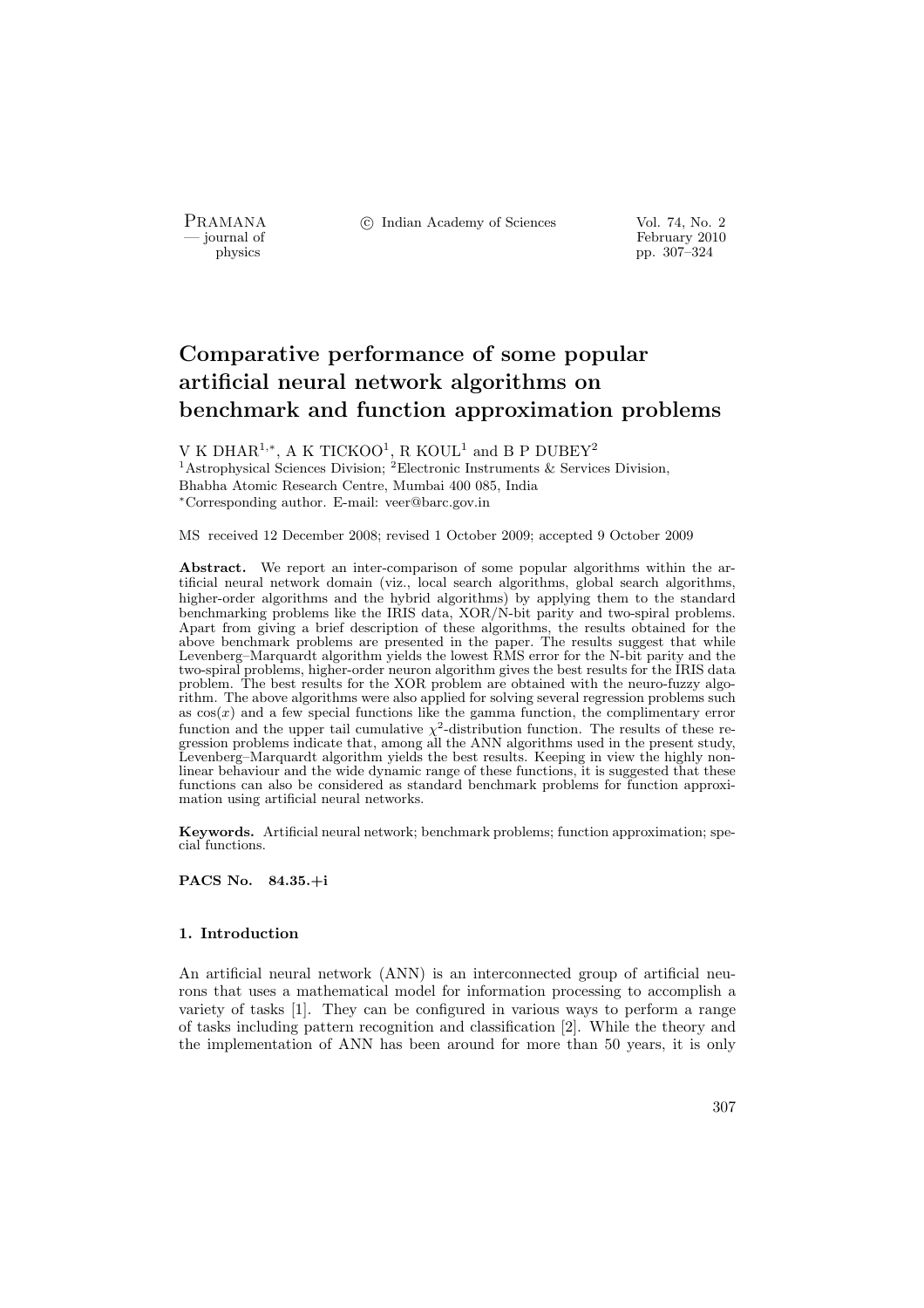# Comparative performance of some popular artificial neural network algorithms on benchmark and function approximation problems

V K DHAR[1,*], A K TICKOO[1], R KOUL[1] and B P DUBEY[2]

[1]Astrophysical Sciences Division; [2]Electronic Instruments & Services Division, Bhabha Atomic Research Centre, Mumbai 400 085, India

[*]Corresponding author. E-mail: veer@barc.gov.in

MS received 12 December 2008; revised 1 October 2009; accepted 9 October 2009

**Abstract.** We report an inter-comparison of some popular algorithms within the artificial neural network domain (viz., local search algorithms, global search algorithms, higher-order algorithms and the hybrid algorithms) by applying them to the standard benchmarking problems like the IRIS data, XOR/N-bit parity and two-spiral problems. Apart from giving a brief description of these algorithms, the results obtained for the above benchmark problems are presented in the paper. The results suggest that while Levenberg–Marquardt algorithm yields the lowest RMS error for the N-bit parity and the two-spiral problems, higher-order neuron algorithm gives the best results for the IRIS data problem. The best results for the XOR problem are obtained with the neuro-fuzzy algorithm. The above algorithms were also applied for solving several regression problems such as $\cos(x)$ and a few special functions like the gamma function, the complimentary error function and the upper tail cumulative $\chi^2$-distribution function. The results of these regression problems indicate that, among all the ANN algorithms used in the present study, Levenberg–Marquardt algorithm yields the best results. Keeping in view the highly nonlinear behaviour and the wide dynamic range of these functions, it is suggested that these functions can also be considered as standard benchmark problems for function approximation using artificial neural networks.

**Keywords.** Artificial neural network; benchmark problems; function approximation; special functions.

**PACS No. 84.35.+i**

## 1. Introduction

An artificial neural network (ANN) is an interconnected group of artificial neurons that uses a mathematical model for information processing to accomplish a variety of tasks [1]. They can be configured in various ways to perform a range of tasks including pattern recognition and classification [2]. While the theory and the implementation of ANN has been around for more than 50 years, it is only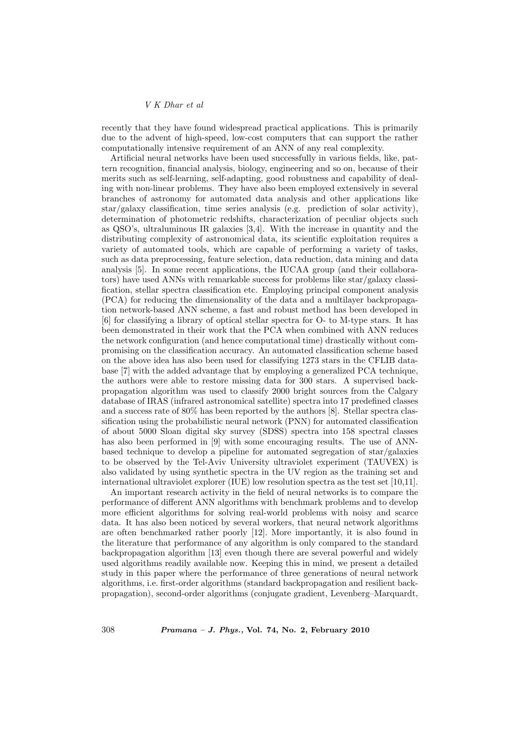recently that they have found widespread practical applications. This is primarily due to the advent of high-speed, low-cost computers that can support the rather computationally intensive requirement of an ANN of any real complexity.

Artificial neural networks have been used successfully in various fields, like, pattern recognition, financial analysis, biology, engineering and so on, because of their merits such as self-learning, self-adapting, good robustness and capability of dealing with non-linear problems. They have also been employed extensively in several branches of astronomy for automated data analysis and other applications like star/galaxy classification, time series analysis (e.g. prediction of solar activity), determination of photometric redshifts, characterization of peculiar objects such as QSO's, ultraluminous IR galaxies [3,4]. With the increase in quantity and the distributing complexity of astronomical data, its scientific exploitation requires a variety of automated tools, which are capable of performing a variety of tasks, such as data preprocessing, feature selection, data reduction, data mining and data analysis [5]. In some recent applications, the IUCAA group (and their collaborators) have used ANNs with remarkable success for problems like star/galaxy classification, stellar spectra classification etc. Employing principal component analysis (PCA) for reducing the dimensionality of the data and a multilayer backpropagation network-based ANN scheme, a fast and robust method has been developed in [6] for classifying a library of optical stellar spectra for O- to M-type stars. It has been demonstrated in their work that the PCA when combined with ANN reduces the network configuration (and hence computational time) drastically without compromising on the classification accuracy. An automated classification scheme based on the above idea has also been used for classifying 1273 stars in the CFLIB database [7] with the added advantage that by employing a generalized PCA technique, the authors were able to restore missing data for 300 stars. A supervised backpropagation algorithm was used to classify 2000 bright sources from the Calgary database of IRAS (infrared astronomical satellite) spectra into 17 predefined classes and a success rate of 80% has been reported by the authors [8]. Stellar spectra classification using the probabilistic neural network (PNN) for automated classification of about 5000 Sloan digital sky survey (SDSS) spectra into 158 spectral classes has also been performed in [9] with some encouraging results. The use of ANN-based technique to develop a pipeline for automated segregation of star/galaxies to be observed by the Tel-Aviv University ultraviolet experiment (TAUVEX) is also validated by using synthetic spectra in the UV region as the training set and international ultraviolet explorer (IUE) low resolution spectra as the test set [10,11].

An important research activity in the field of neural networks is to compare the performance of different ANN algorithms with benchmark problems and to develop more efficient algorithms for solving real-world problems with noisy and scarce data. It has also been noticed by several workers, that neural network algorithms are often benchmarked rather poorly [12]. More importantly, it is also found in the literature that performance of any algorithm is only compared to the standard backpropagation algorithm [13] even though there are several powerful and widely used algorithms readily available now. Keeping this in mind, we present a detailed study in this paper where the performance of three generations of neural network algorithms, i.e. first-order algorithms (standard backpropagation and resilient backpropagation), second-order algorithms (conjugate gradient, Levenberg–Marquardt,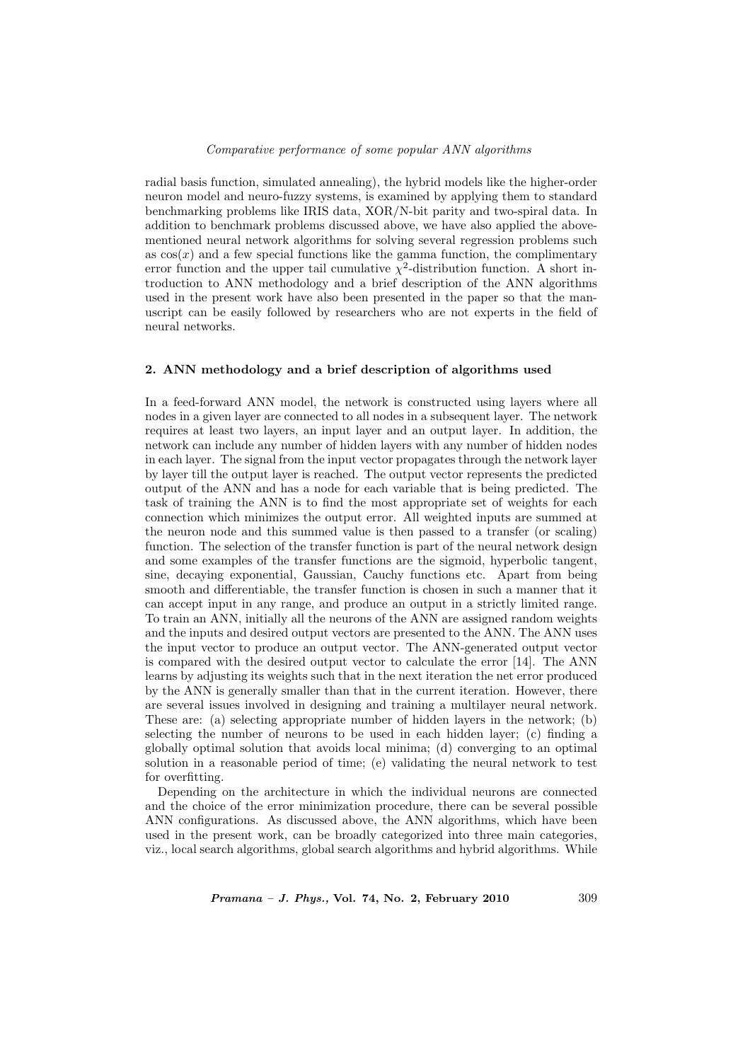radial basis function, simulated annealing), the hybrid models like the higher-order neuron model and neuro-fuzzy systems, is examined by applying them to standard benchmarking problems like IRIS data, XOR/N-bit parity and two-spiral data. In addition to benchmark problems discussed above, we have also applied the above-mentioned neural network algorithms for solving several regression problems such as $\cos(x)$ and a few special functions like the gamma function, the complimentary error function and the upper tail cumulative $\chi^2$-distribution function. A short introduction to ANN methodology and a brief description of the ANN algorithms used in the present work have also been presented in the paper so that the manuscript can be easily followed by researchers who are not experts in the field of neural networks.

## 2. ANN methodology and a brief description of algorithms used

In a feed-forward ANN model, the network is constructed using layers where all nodes in a given layer are connected to all nodes in a subsequent layer. The network requires at least two layers, an input layer and an output layer. In addition, the network can include any number of hidden layers with any number of hidden nodes in each layer. The signal from the input vector propagates through the network layer by layer till the output layer is reached. The output vector represents the predicted output of the ANN and has a node for each variable that is being predicted. The task of training the ANN is to find the most appropriate set of weights for each connection which minimizes the output error. All weighted inputs are summed at the neuron node and this summed value is then passed to a transfer (or scaling) function. The selection of the transfer function is part of the neural network design and some examples of the transfer functions are the sigmoid, hyperbolic tangent, sine, decaying exponential, Gaussian, Cauchy functions etc. Apart from being smooth and differentiable, the transfer function is chosen in such a manner that it can accept input in any range, and produce an output in a strictly limited range. To train an ANN, initially all the neurons of the ANN are assigned random weights and the inputs and desired output vectors are presented to the ANN. The ANN uses the input vector to produce an output vector. The ANN-generated output vector is compared with the desired output vector to calculate the error [14]. The ANN learns by adjusting its weights such that in the next iteration the net error produced by the ANN is generally smaller than that in the current iteration. However, there are several issues involved in designing and training a multilayer neural network. These are: (a) selecting appropriate number of hidden layers in the network; (b) selecting the number of neurons to be used in each hidden layer; (c) finding a globally optimal solution that avoids local minima; (d) converging to an optimal solution in a reasonable period of time; (e) validating the neural network to test for overfitting.

Depending on the architecture in which the individual neurons are connected and the choice of the error minimization procedure, there can be several possible ANN configurations. As discussed above, the ANN algorithms, which have been used in the present work, can be broadly categorized into three main categories, viz., local search algorithms, global search algorithms and hybrid algorithms. While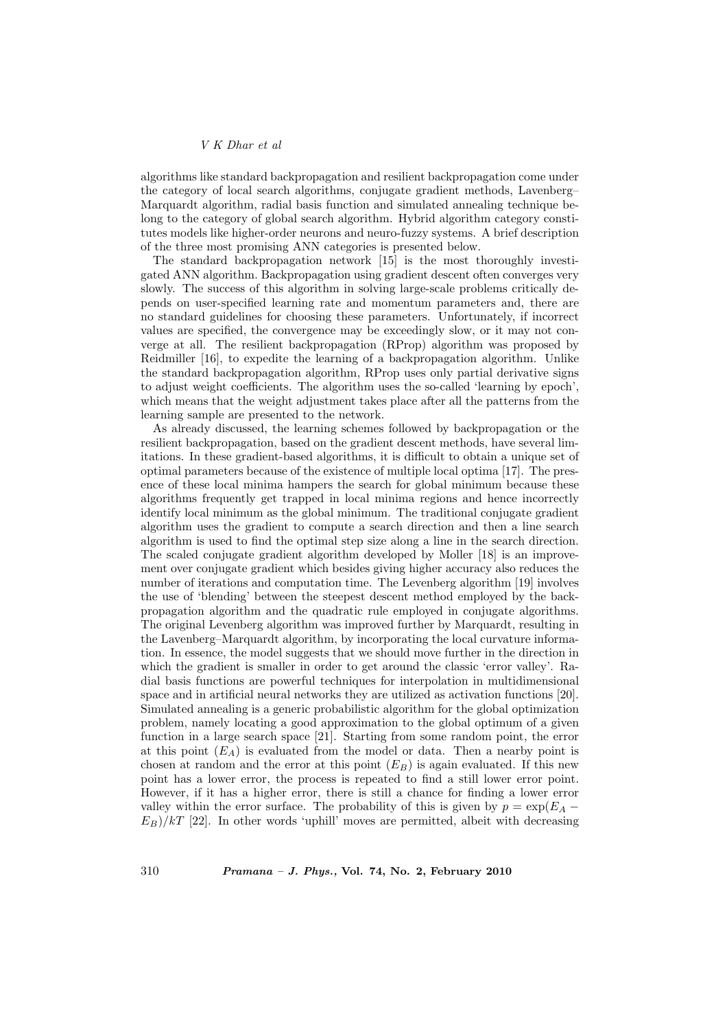algorithms like standard backpropagation and resilient backpropagation come under the category of local search algorithms, conjugate gradient methods, Lavenberg–Marquardt algorithm, radial basis function and simulated annealing technique belong to the category of global search algorithm. Hybrid algorithm category constitutes models like higher-order neurons and neuro-fuzzy systems. A brief description of the three most promising ANN categories is presented below.

The standard backpropagation network [15] is the most thoroughly investigated ANN algorithm. Backpropagation using gradient descent often converges very slowly. The success of this algorithm in solving large-scale problems critically depends on user-specified learning rate and momentum parameters and, there are no standard guidelines for choosing these parameters. Unfortunately, if incorrect values are specified, the convergence may be exceedingly slow, or it may not converge at all. The resilient backpropagation (RProp) algorithm was proposed by Reidmiller [16], to expedite the learning of a backpropagation algorithm. Unlike the standard backpropagation algorithm, RProp uses only partial derivative signs to adjust weight coefficients. The algorithm uses the so-called 'learning by epoch', which means that the weight adjustment takes place after all the patterns from the learning sample are presented to the network.

As already discussed, the learning schemes followed by backpropagation or the resilient backpropagation, based on the gradient descent methods, have several limitations. In these gradient-based algorithms, it is difficult to obtain a unique set of optimal parameters because of the existence of multiple local optima [17]. The presence of these local minima hampers the search for global minimum because these algorithms frequently get trapped in local minima regions and hence incorrectly identify local minimum as the global minimum. The traditional conjugate gradient algorithm uses the gradient to compute a search direction and then a line search algorithm is used to find the optimal step size along a line in the search direction. The scaled conjugate gradient algorithm developed by Moller [18] is an improvement over conjugate gradient which besides giving higher accuracy also reduces the number of iterations and computation time. The Levenberg algorithm [19] involves the use of 'blending' between the steepest descent method employed by the backpropagation algorithm and the quadratic rule employed in conjugate algorithms. The original Levenberg algorithm was improved further by Marquardt, resulting in the Lavenberg–Marquardt algorithm, by incorporating the local curvature information. In essence, the model suggests that we should move further in the direction in which the gradient is smaller in order to get around the classic 'error valley'. Radial basis functions are powerful techniques for interpolation in multidimensional space and in artificial neural networks they are utilized as activation functions [20]. Simulated annealing is a generic probabilistic algorithm for the global optimization problem, namely locating a good approximation to the global optimum of a given function in a large search space [21]. Starting from some random point, the error at this point ($E_A$) is evaluated from the model or data. Then a nearby point is chosen at random and the error at this point ($E_B$) is again evaluated. If this new point has a lower error, the process is repeated to find a still lower error point. However, if it has a higher error, there is still a chance for finding a lower error valley within the error surface. The probability of this is given by $p = \exp(E_A - E_B)/kT$ [22]. In other words 'uphill' moves are permitted, albeit with decreasing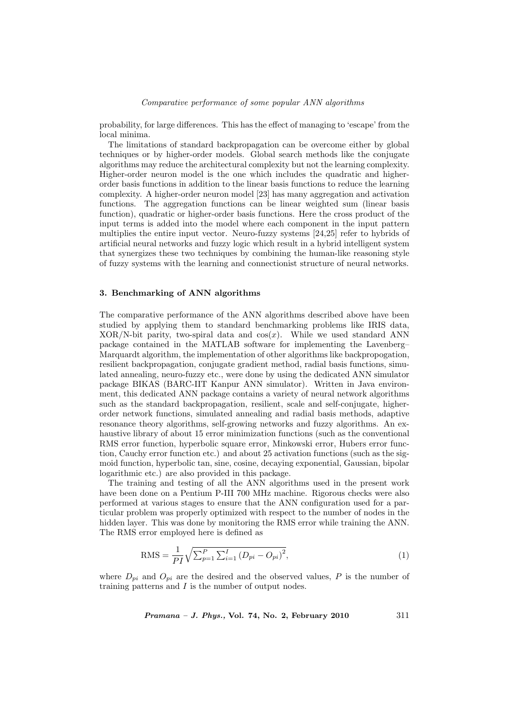probability, for large differences. This has the effect of managing to 'escape' from the local minima.

The limitations of standard backpropagation can be overcome either by global techniques or by higher-order models. Global search methods like the conjugate algorithms may reduce the architectural complexity but not the learning complexity. Higher-order neuron model is the one which includes the quadratic and higher-order basis functions in addition to the linear basis functions to reduce the learning complexity. A higher-order neuron model [23] has many aggregation and activation functions. The aggregation functions can be linear weighted sum (linear basis function), quadratic or higher-order basis functions. Here the cross product of the input terms is added into the model where each component in the input pattern multiplies the entire input vector. Neuro-fuzzy systems [24,25] refer to hybrids of artificial neural networks and fuzzy logic which result in a hybrid intelligent system that synergizes these two techniques by combining the human-like reasoning style of fuzzy systems with the learning and connectionist structure of neural networks.

## 3. Benchmarking of ANN algorithms

The comparative performance of the ANN algorithms described above have been studied by applying them to standard benchmarking problems like IRIS data, XOR/N-bit parity, two-spiral data and $\cos(x)$. While we used standard ANN package contained in the MATLAB software for implementing the Lavenberg–Marquardt algorithm, the implementation of other algorithms like backpropogation, resilient backpropagation, conjugate gradient method, radial basis functions, simulated annealing, neuro-fuzzy etc., were done by using the dedicated ANN simulator package BIKAS (BARC-IIT Kanpur ANN simulator). Written in Java environment, this dedicated ANN package contains a variety of neural network algorithms such as the standard backpropagation, resilient, scale and self-conjugate, higher-order network functions, simulated annealing and radial basis methods, adaptive resonance theory algorithms, self-growing networks and fuzzy algorithms. An exhaustive library of about 15 error minimization functions (such as the conventional RMS error function, hyperbolic square error, Minkowski error, Hubers error function, Cauchy error function etc.) and about 25 activation functions (such as the sigmoid function, hyperbolic tan, sine, cosine, decaying exponential, Gaussian, bipolar logarithmic etc.) are also provided in this package.

The training and testing of all the ANN algorithms used in the present work have been done on a Pentium P-III 700 MHz machine. Rigorous checks were also performed at various stages to ensure that the ANN configuration used for a particular problem was properly optimized with respect to the number of nodes in the hidden layer. This was done by monitoring the RMS error while training the ANN. The RMS error employed here is defined as

$$\text{RMS} = \frac{1}{PI}\sqrt{\sum_{p=1}^{P}\sum_{i=1}^{I}\left(D_{pi} - O_{pi}\right)^2}, \tag{1}$$

where $D_{pi}$ and $O_{pi}$ are the desired and the observed values, $P$ is the number of training patterns and $I$ is the number of output nodes.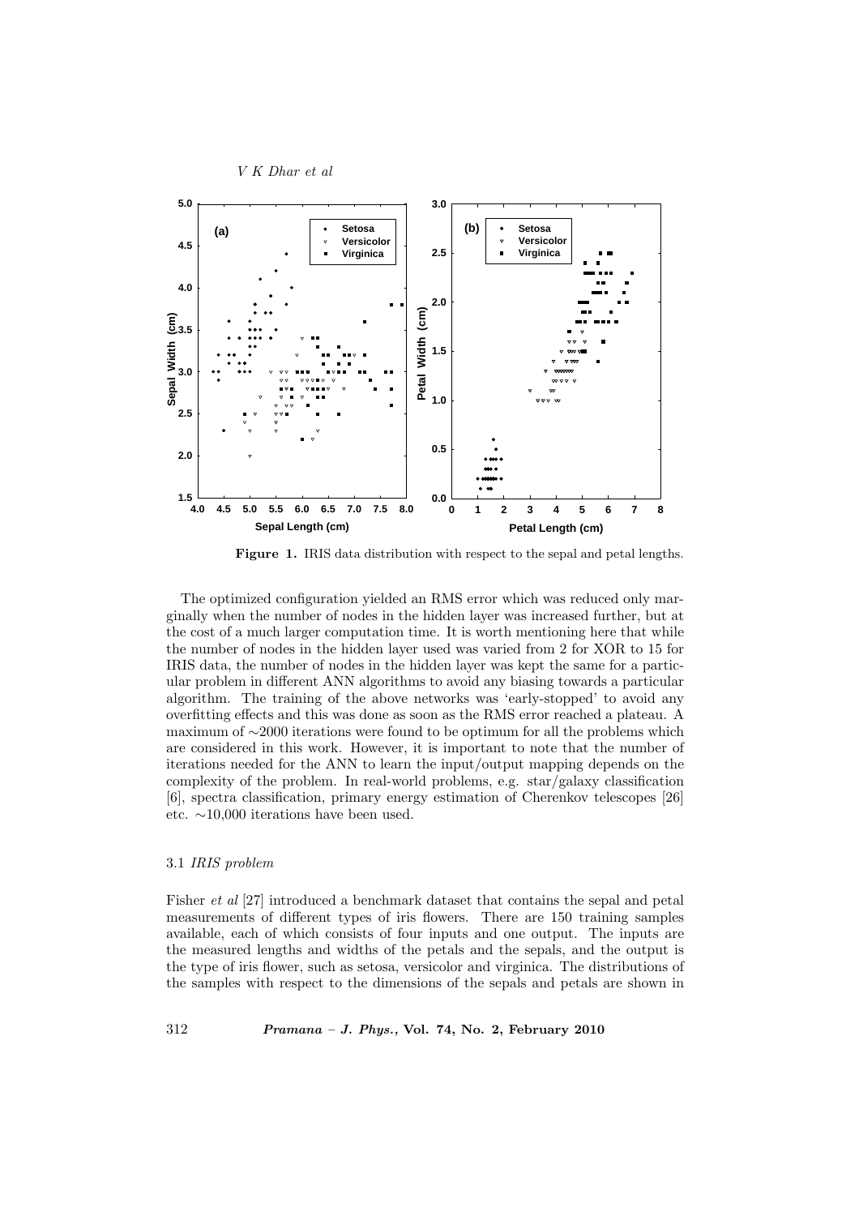**Figure 1.** IRIS data distribution with respect to the sepal and petal lengths.

The optimized configuration yielded an RMS error which was reduced only marginally when the number of nodes in the hidden layer was increased further, but at the cost of a much larger computation time. It is worth mentioning here that while the number of nodes in the hidden layer used was varied from 2 for XOR to 15 for IRIS data, the number of nodes in the hidden layer was kept the same for a particular problem in different ANN algorithms to avoid any biasing towards a particular algorithm. The training of the above networks was 'early-stopped' to avoid any overfitting effects and this was done as soon as the RMS error reached a plateau. A maximum of ∼2000 iterations were found to be optimum for all the problems which are considered in this work. However, it is important to note that the number of iterations needed for the ANN to learn the input/output mapping depends on the complexity of the problem. In real-world problems, e.g. star/galaxy classification [6], spectra classification, primary energy estimation of Cherenkov telescopes [26] etc. ∼10,000 iterations have been used.

### 3.1 *IRIS problem*

Fisher *et al* [27] introduced a benchmark dataset that contains the sepal and petal measurements of different types of iris flowers. There are 150 training samples available, each of which consists of four inputs and one output. The inputs are the measured lengths and widths of the petals and the sepals, and the output is the type of iris flower, such as setosa, versicolor and virginica. The distributions of the samples with respect to the dimensions of the sepals and petals are shown in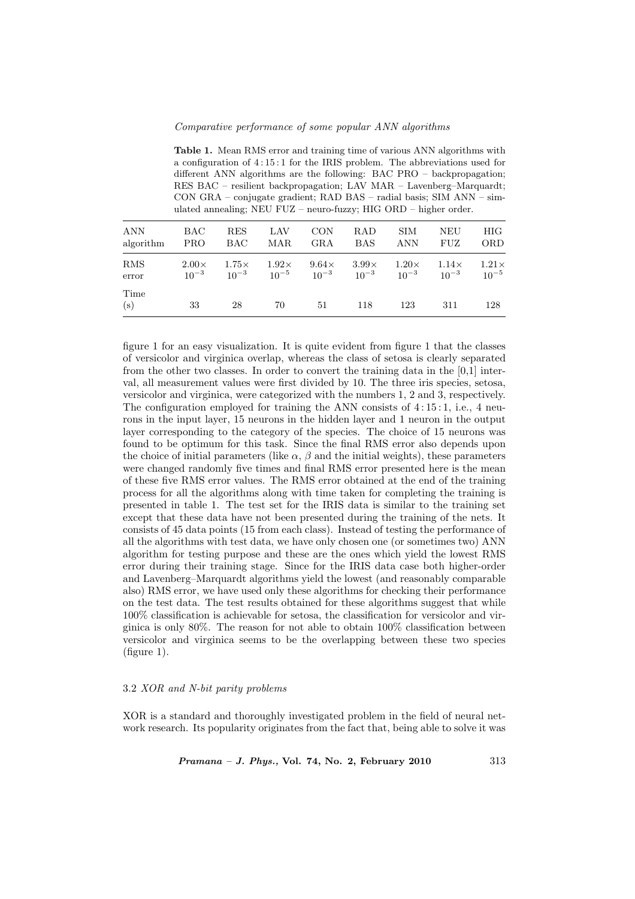**Table 1.** Mean RMS error and training time of various ANN algorithms with a configuration of 4 : 15 : 1 for the IRIS problem. The abbreviations used for different ANN algorithms are the following: BAC PRO – backpropagation; RES BAC – resilient backpropagation; LAV MAR – Lavenberg–Marquardt; CON GRA – conjugate gradient; RAD BAS – radial basis; SIM ANN – simulated annealing; NEU FUZ – neuro-fuzzy; HIG ORD – higher order.

| ANN algorithm | BAC PRO | RES BAC | LAV MAR | CON GRA | RAD BAS | SIM ANN | NEU FUZ | HIG ORD |
|---|---|---|---|---|---|---|---|---|
| RMS error | $2.00\times 10^{-3}$ | $1.75\times 10^{-3}$ | $1.92\times 10^{-5}$ | $9.64\times 10^{-3}$ | $3.99\times 10^{-3}$ | $1.20\times 10^{-3}$ | $1.14\times 10^{-3}$ | $1.21\times 10^{-5}$ |
| Time (s) | 33 | 28 | 70 | 51 | 118 | 123 | 311 | 128 |

figure 1 for an easy visualization. It is quite evident from figure 1 that the classes of versicolor and virginica overlap, whereas the class of setosa is clearly separated from the other two classes. In order to convert the training data in the [0,1] interval, all measurement values were first divided by 10. The three iris species, setosa, versicolor and virginica, were categorized with the numbers 1, 2 and 3, respectively. The configuration employed for training the ANN consists of 4 : 15 : 1, i.e., 4 neurons in the input layer, 15 neurons in the hidden layer and 1 neuron in the output layer corresponding to the category of the species. The choice of 15 neurons was found to be optimum for this task. Since the final RMS error also depends upon the choice of initial parameters (like $\alpha$, $\beta$ and the initial weights), these parameters were changed randomly five times and final RMS error presented here is the mean of these five RMS error values. The RMS error obtained at the end of the training process for all the algorithms along with time taken for completing the training is presented in table 1. The test set for the IRIS data is similar to the training set except that these data have not been presented during the training of the nets. It consists of 45 data points (15 from each class). Instead of testing the performance of all the algorithms with test data, we have only chosen one (or sometimes two) ANN algorithm for testing purpose and these are the ones which yield the lowest RMS error during their training stage. Since for the IRIS data case both higher-order and Lavenberg–Marquardt algorithms yield the lowest (and reasonably comparable also) RMS error, we have used only these algorithms for checking their performance on the test data. The test results obtained for these algorithms suggest that while 100% classification is achievable for setosa, the classification for versicolor and virginica is only 80%. The reason for not able to obtain 100% classification between versicolor and virginica seems to be the overlapping between these two species (figure 1).

### 3.2 *XOR and N-bit parity problems*

XOR is a standard and thoroughly investigated problem in the field of neural network research. Its popularity originates from the fact that, being able to solve it was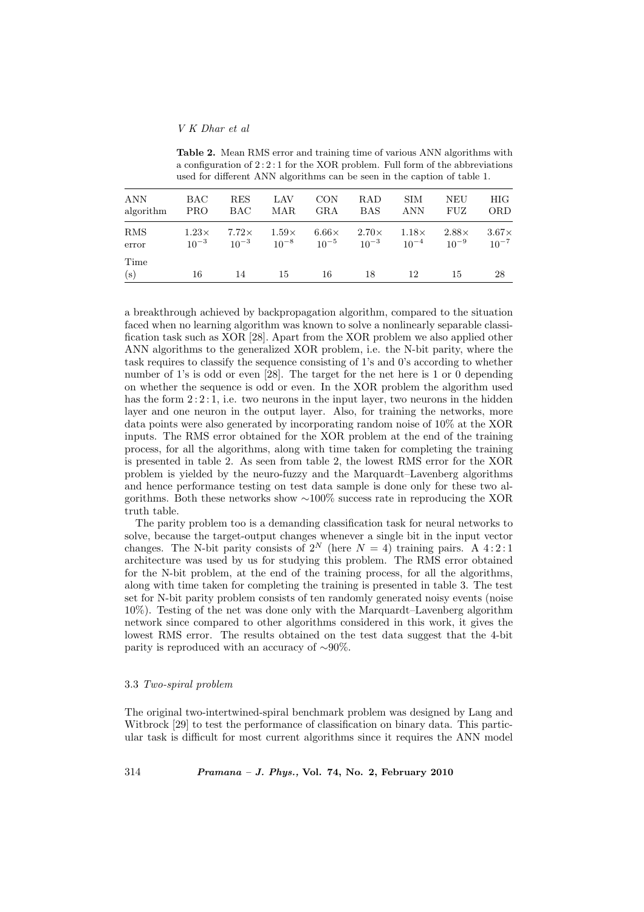**Table 2.** Mean RMS error and training time of various ANN algorithms with a configuration of $2:2:1$ for the XOR problem. Full form of the abbreviations used for different ANN algorithms can be seen in the caption of table 1.

| ANN algorithm | BAC PRO | RES BAC | LAV MAR | CON GRA | RAD BAS | SIM ANN | NEU FUZ | HIG ORD |
|---|---|---|---|---|---|---|---|---|
| RMS error | $1.23\times 10^{-3}$ | $7.72\times 10^{-3}$ | $1.59\times 10^{-8}$ | $6.66\times 10^{-5}$ | $2.70\times 10^{-3}$ | $1.18\times 10^{-4}$ | $2.88\times 10^{-9}$ | $3.67\times 10^{-7}$ |
| Time (s) | 16 | 14 | 15 | 16 | 18 | 12 | 15 | 28 |

a breakthrough achieved by backpropagation algorithm, compared to the situation faced when no learning algorithm was known to solve a nonlinearly separable classification task such as XOR [28]. Apart from the XOR problem we also applied other ANN algorithms to the generalized XOR problem, i.e. the N-bit parity, where the task requires to classify the sequence consisting of 1's and 0's according to whether number of 1's is odd or even [28]. The target for the net here is 1 or 0 depending on whether the sequence is odd or even. In the XOR problem the algorithm used has the form $2:2:1$, i.e. two neurons in the input layer, two neurons in the hidden layer and one neuron in the output layer. Also, for training the networks, more data points were also generated by incorporating random noise of 10% at the XOR inputs. The RMS error obtained for the XOR problem at the end of the training process, for all the algorithms, along with time taken for completing the training is presented in table 2. As seen from table 2, the lowest RMS error for the XOR problem is yielded by the neuro-fuzzy and the Marquardt–Lavenberg algorithms and hence performance testing on test data sample is done only for these two algorithms. Both these networks show $\sim$100% success rate in reproducing the XOR truth table.

The parity problem too is a demanding classification task for neural networks to solve, because the target-output changes whenever a single bit in the input vector changes. The N-bit parity consists of $2^N$ (here $N = 4$) training pairs. A $4:2:1$ architecture was used by us for studying this problem. The RMS error obtained for the N-bit problem, at the end of the training process, for all the algorithms, along with time taken for completing the training is presented in table 3. The test set for N-bit parity problem consists of ten randomly generated noisy events (noise 10%). Testing of the net was done only with the Marquardt–Lavenberg algorithm network since compared to other algorithms considered in this work, it gives the lowest RMS error. The results obtained on the test data suggest that the 4-bit parity is reproduced with an accuracy of $\sim$90%.

### 3.3 *Two-spiral problem*

The original two-intertwined-spiral benchmark problem was designed by Lang and Witbrock [29] to test the performance of classification on binary data. This particular task is difficult for most current algorithms since it requires the ANN model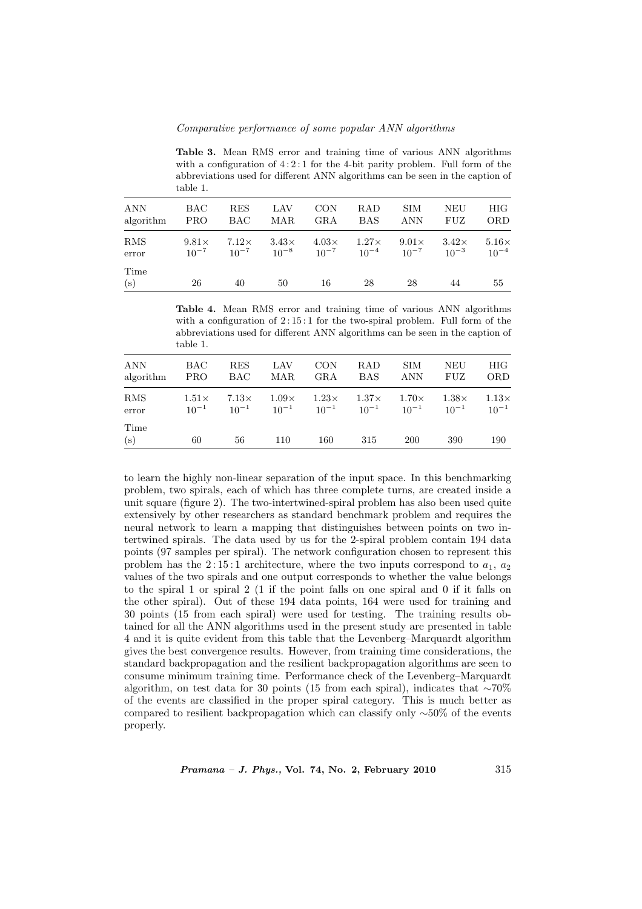**Table 3.** Mean RMS error and training time of various ANN algorithms with a configuration of $4:2:1$ for the 4-bit parity problem. Full form of the abbreviations used for different ANN algorithms can be seen in the caption of table 1.

| ANN algorithm | BAC PRO | RES BAC | LAV MAR | CON GRA | RAD BAS | SIM ANN | NEU FUZ | HIG ORD |
|---|---|---|---|---|---|---|---|---|
| RMS error | $9.81\times 10^{-7}$ | $7.12\times 10^{-7}$ | $3.43\times 10^{-8}$ | $4.03\times 10^{-7}$ | $1.27\times 10^{-4}$ | $9.01\times 10^{-7}$ | $3.42\times 10^{-3}$ | $5.16\times 10^{-4}$ |
| Time (s) | 26 | 40 | 50 | 16 | 28 | 28 | 44 | 55 |

**Table 4.** Mean RMS error and training time of various ANN algorithms with a configuration of $2:15:1$ for the two-spiral problem. Full form of the abbreviations used for different ANN algorithms can be seen in the caption of table 1.

| ANN algorithm | BAC PRO | RES BAC | LAV MAR | CON GRA | RAD BAS | SIM ANN | NEU FUZ | HIG ORD |
|---|---|---|---|---|---|---|---|---|
| RMS error | $1.51\times 10^{-1}$ | $7.13\times 10^{-1}$ | $1.09\times 10^{-1}$ | $1.23\times 10^{-1}$ | $1.37\times 10^{-1}$ | $1.70\times 10^{-1}$ | $1.38\times 10^{-1}$ | $1.13\times 10^{-1}$ |
| Time (s) | 60 | 56 | 110 | 160 | 315 | 200 | 390 | 190 |

to learn the highly non-linear separation of the input space. In this benchmarking problem, two spirals, each of which has three complete turns, are created inside a unit square (figure 2). The two-intertwined-spiral problem has also been used quite extensively by other researchers as standard benchmark problem and requires the neural network to learn a mapping that distinguishes between points on two intertwined spirals. The data used by us for the 2-spiral problem contain 194 data points (97 samples per spiral). The network configuration chosen to represent this problem has the $2:15:1$ architecture, where the two inputs correspond to $a_1$, $a_2$ values of the two spirals and one output corresponds to whether the value belongs to the spiral 1 or spiral 2 (1 if the point falls on one spiral and 0 if it falls on the other spiral). Out of these 194 data points, 164 were used for training and 30 points (15 from each spiral) were used for testing. The training results obtained for all the ANN algorithms used in the present study are presented in table 4 and it is quite evident from this table that the Levenberg–Marquardt algorithm gives the best convergence results. However, from training time considerations, the standard backpropagation and the resilient backpropagation algorithms are seen to consume minimum training time. Performance check of the Levenberg–Marquardt algorithm, on test data for 30 points (15 from each spiral), indicates that $\sim$70% of the events are classified in the proper spiral category. This is much better as compared to resilient backpropagation which can classify only $\sim$50% of the events properly.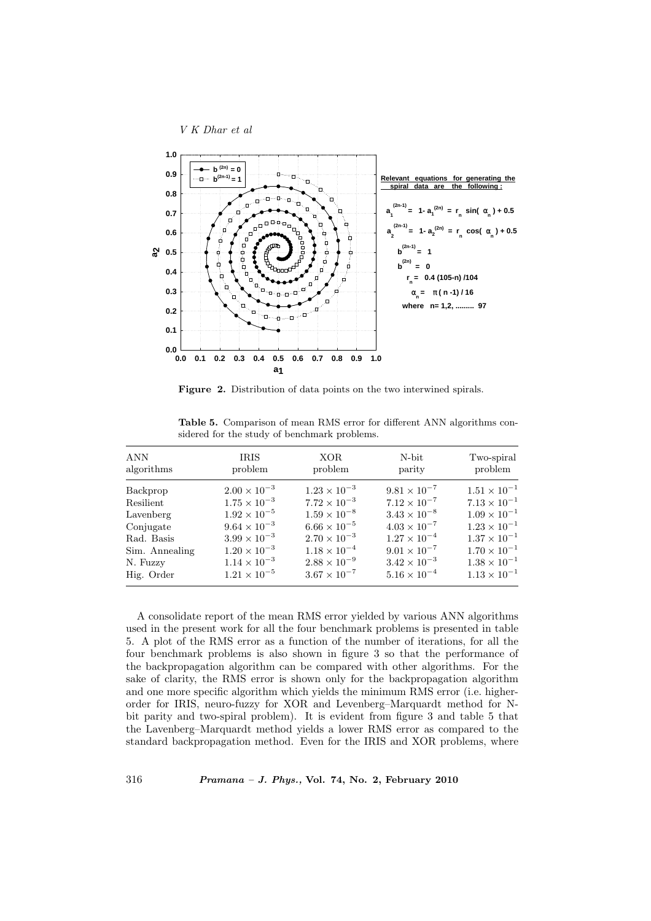Relevant equations for generating the spiral data are the following:

$$a_1^{(2n-1)} = 1 - a_1^{(2n)} = r_n \sin(\alpha_n) + 0.5$$

$$a_2^{(2n-1)} = 1 - a_2^{(2n)} = r_n \cos(\alpha_n) + 0.5$$

$$b^{(2n-1)} = 1$$

$$b^{(2n)} = 0$$

$$r_n = 0.4\,(105-n)/104$$

$$\alpha_n = \pi\,(n-1)/16$$

where $n = 1, 2, \ldots, 97$

**Figure 2.** Distribution of data points on the two interwined spirals.

**Table 5.** Comparison of mean RMS error for different ANN algorithms considered for the study of benchmark problems.

| ANN algorithms | IRIS problem | XOR problem | N-bit parity | Two-spiral problem |
|---|---|---|---|---|
| Backprop | $2.00 \times 10^{-3}$ | $1.23 \times 10^{-3}$ | $9.81 \times 10^{-7}$ | $1.51 \times 10^{-1}$ |
| Resilient | $1.75 \times 10^{-3}$ | $7.72 \times 10^{-3}$ | $7.12 \times 10^{-7}$ | $7.13 \times 10^{-1}$ |
| Lavenberg | $1.92 \times 10^{-5}$ | $1.59 \times 10^{-8}$ | $3.43 \times 10^{-8}$ | $1.09 \times 10^{-1}$ |
| Conjugate | $9.64 \times 10^{-3}$ | $6.66 \times 10^{-5}$ | $4.03 \times 10^{-7}$ | $1.23 \times 10^{-1}$ |
| Rad. Basis | $3.99 \times 10^{-3}$ | $2.70 \times 10^{-3}$ | $1.27 \times 10^{-4}$ | $1.37 \times 10^{-1}$ |
| Sim. Annealing | $1.20 \times 10^{-3}$ | $1.18 \times 10^{-4}$ | $9.01 \times 10^{-7}$ | $1.70 \times 10^{-1}$ |
| N. Fuzzy | $1.14 \times 10^{-3}$ | $2.88 \times 10^{-9}$ | $3.42 \times 10^{-3}$ | $1.38 \times 10^{-1}$ |
| Hig. Order | $1.21 \times 10^{-5}$ | $3.67 \times 10^{-7}$ | $5.16 \times 10^{-4}$ | $1.13 \times 10^{-1}$ |

A consolidate report of the mean RMS error yielded by various ANN algorithms used in the present work for all the four benchmark problems is presented in table 5. A plot of the RMS error as a function of the number of iterations, for all the four benchmark problems is also shown in figure 3 so that the performance of the backpropagation algorithm can be compared with other algorithms. For the sake of clarity, the RMS error is shown only for the backpropagation algorithm and one more specific algorithm which yields the minimum RMS error (i.e. higher-order for IRIS, neuro-fuzzy for XOR and Levenberg–Marquardt method for N-bit parity and two-spiral problem). It is evident from figure 3 and table 5 that the Lavenberg–Marquardt method yields a lower RMS error as compared to the standard backpropagation method. Even for the IRIS and XOR problems, where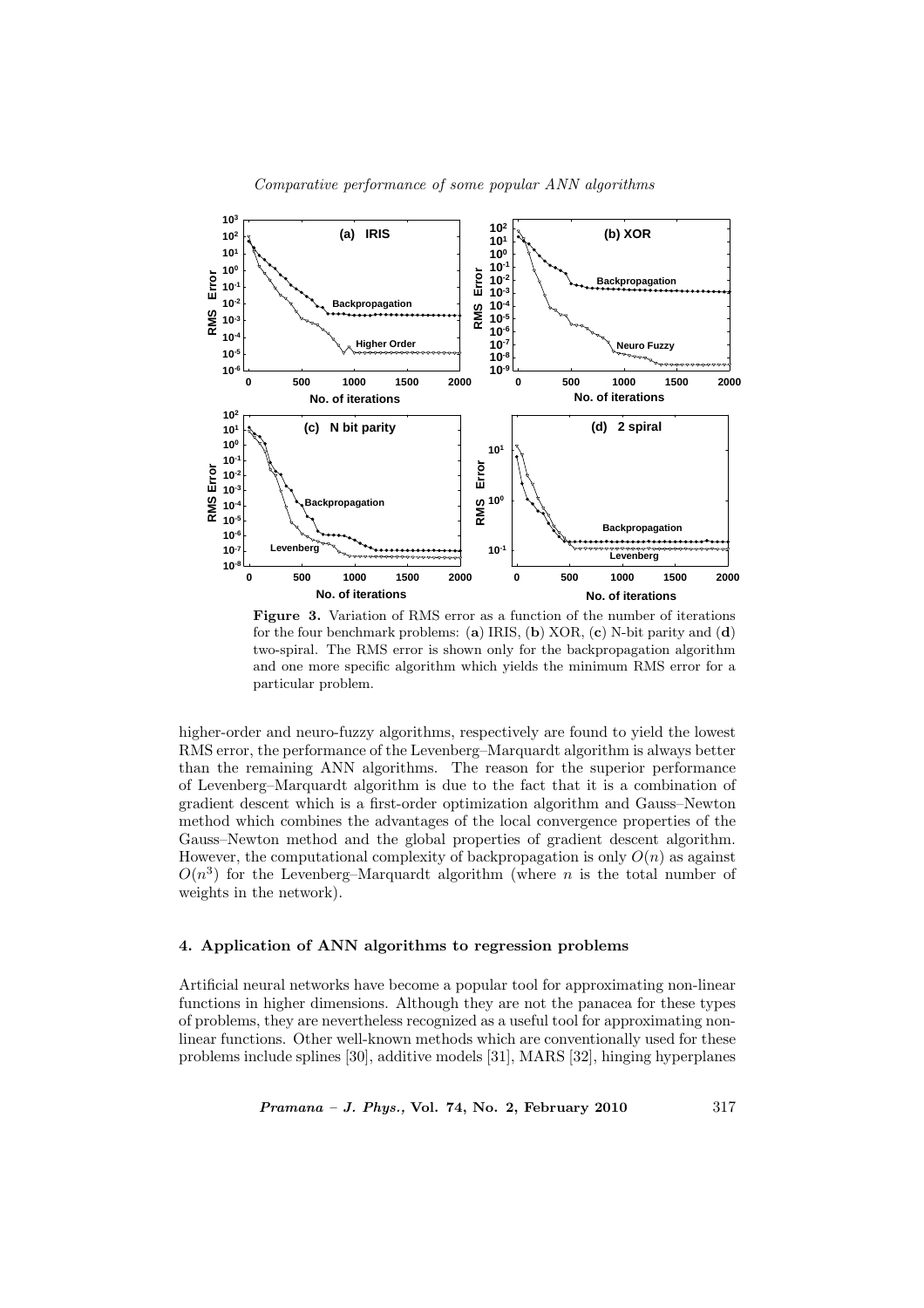**Figure 3.** Variation of RMS error as a function of the number of iterations for the four benchmark problems: (**a**) IRIS, (**b**) XOR, (**c**) N-bit parity and (**d**) two-spiral. The RMS error is shown only for the backpropagation algorithm and one more specific algorithm which yields the minimum RMS error for a particular problem.

higher-order and neuro-fuzzy algorithms, respectively are found to yield the lowest RMS error, the performance of the Levenberg–Marquardt algorithm is always better than the remaining ANN algorithms. The reason for the superior performance of Levenberg–Marquardt algorithm is due to the fact that it is a combination of gradient descent which is a first-order optimization algorithm and Gauss–Newton method which combines the advantages of the local convergence properties of the Gauss–Newton method and the global properties of gradient descent algorithm. However, the computational complexity of backpropagation is only $O(n)$ as against $O(n^3)$ for the Levenberg–Marquardt algorithm (where $n$ is the total number of weights in the network).

### 4. Application of ANN algorithms to regression problems

Artificial neural networks have become a popular tool for approximating non-linear functions in higher dimensions. Although they are not the panacea for these types of problems, they are nevertheless recognized as a useful tool for approximating non-linear functions. Other well-known methods which are conventionally used for these problems include splines [30], additive models [31], MARS [32], hinging hyperplanes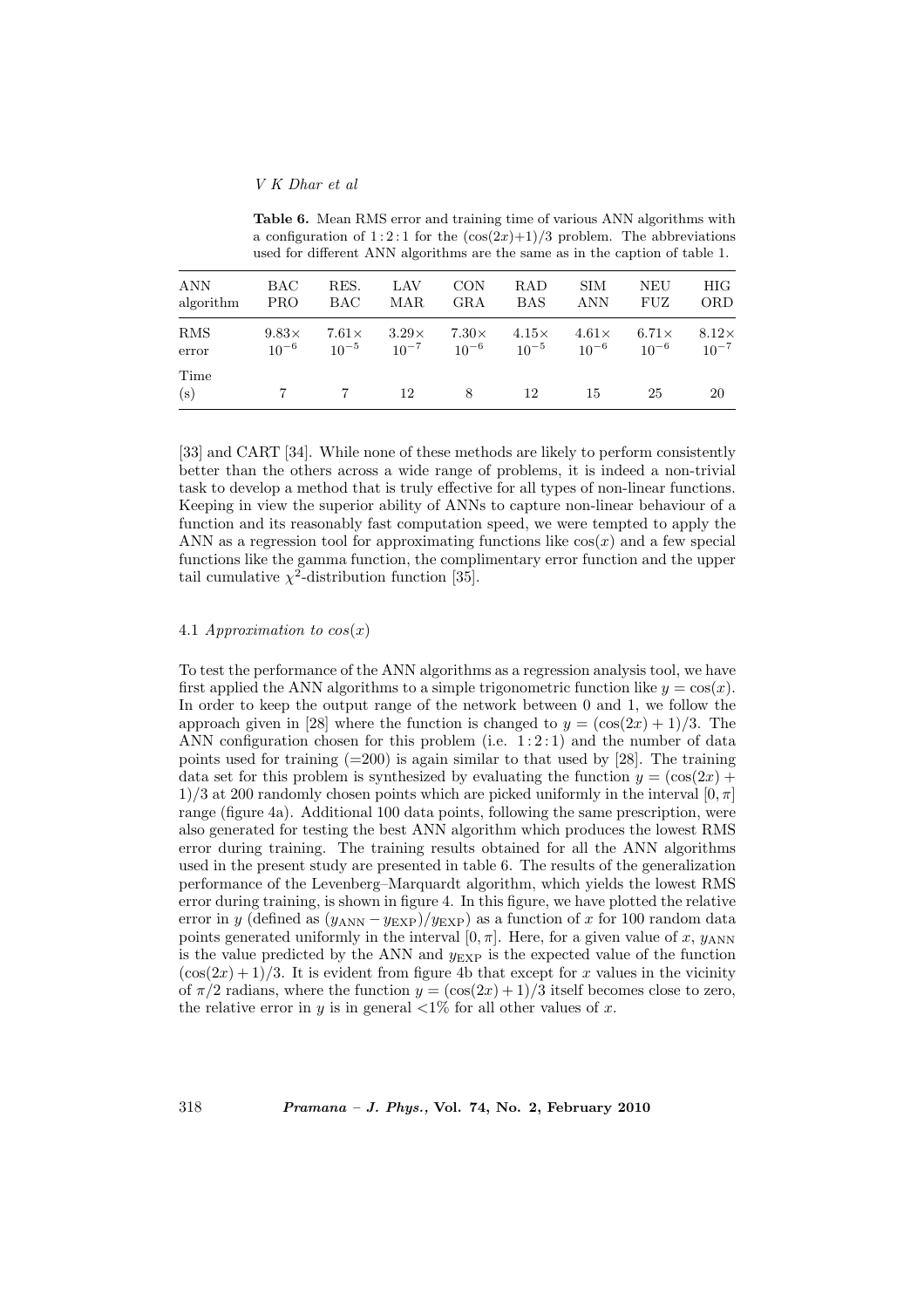**Table 6.** Mean RMS error and training time of various ANN algorithms with a configuration of 1 : 2 : 1 for the $(\cos(2x)+1)/3$ problem. The abbreviations used for different ANN algorithms are the same as in the caption of table 1.

| ANN algorithm | BAC PRO | RES. BAC | LAV MAR | CON GRA | RAD BAS | SIM ANN | NEU FUZ | HIG ORD |
|---|---|---|---|---|---|---|---|---|
| RMS error | $9.83\times 10^{-6}$ | $7.61\times 10^{-5}$ | $3.29\times 10^{-7}$ | $7.30\times 10^{-6}$ | $4.15\times 10^{-5}$ | $4.61\times 10^{-6}$ | $6.71\times 10^{-6}$ | $8.12\times 10^{-7}$ |
| Time (s) | 7 | 7 | 12 | 8 | 12 | 15 | 25 | 20 |

[33] and CART [34]. While none of these methods are likely to perform consistently better than the others across a wide range of problems, it is indeed a non-trivial task to develop a method that is truly effective for all types of non-linear functions. Keeping in view the superior ability of ANNs to capture non-linear behaviour of a function and its reasonably fast computation speed, we were tempted to apply the ANN as a regression tool for approximating functions like $\cos(x)$ and a few special functions like the gamma function, the complimentary error function and the upper tail cumulative $\chi^2$-distribution function [35].

### 4.1 *Approximation to* $\cos(x)$

To test the performance of the ANN algorithms as a regression analysis tool, we have first applied the ANN algorithms to a simple trigonometric function like $y = \cos(x)$. In order to keep the output range of the network between 0 and 1, we follow the approach given in [28] where the function is changed to $y = (\cos(2x) + 1)/3$. The ANN configuration chosen for this problem (i.e. 1 : 2 : 1) and the number of data points used for training (=200) is again similar to that used by [28]. The training data set for this problem is synthesized by evaluating the function $y = (\cos(2x) + 1)/3$ at 200 randomly chosen points which are picked uniformly in the interval $[0, \pi]$ range (figure 4a). Additional 100 data points, following the same prescription, were also generated for testing the best ANN algorithm which produces the lowest RMS error during training. The training results obtained for all the ANN algorithms used in the present study are presented in table 6. The results of the generalization performance of the Levenberg–Marquardt algorithm, which yields the lowest RMS error during training, is shown in figure 4. In this figure, we have plotted the relative error in $y$ (defined as $(y_{\mathrm{ANN}} - y_{\mathrm{EXP}})/y_{\mathrm{EXP}}$) as a function of $x$ for 100 random data points generated uniformly in the interval $[0, \pi]$. Here, for a given value of $x$, $y_{\mathrm{ANN}}$ is the value predicted by the ANN and $y_{\mathrm{EXP}}$ is the expected value of the function $(\cos(2x) + 1)/3$. It is evident from figure 4b that except for $x$ values in the vicinity of $\pi/2$ radians, where the function $y = (\cos(2x) + 1)/3$ itself becomes close to zero, the relative error in $y$ is in general $<1\%$ for all other values of $x$.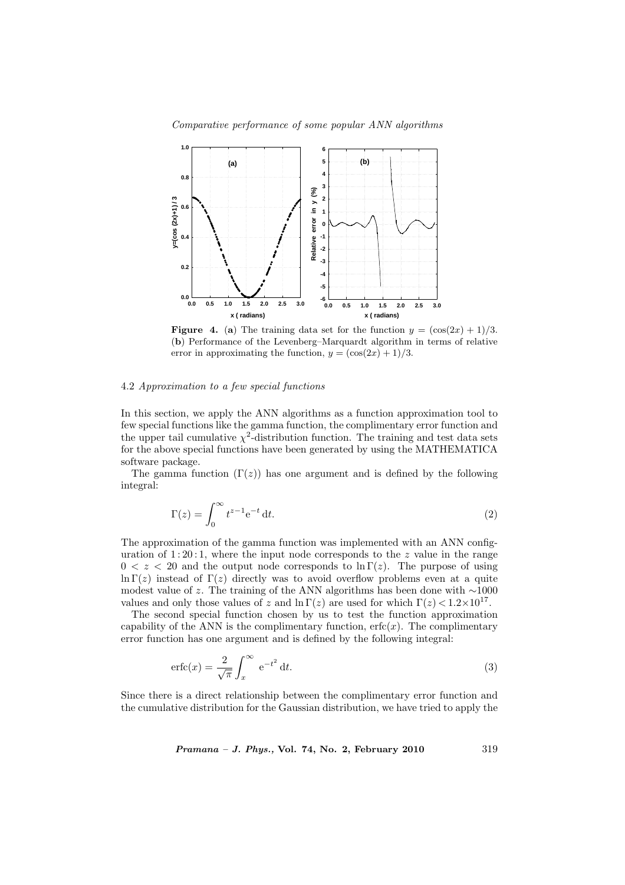**Figure 4.** (**a**) The training data set for the function $y = (\cos(2x) + 1)/3$. (**b**) Performance of the Levenberg–Marquardt algorithm in terms of relative error in approximating the function, $y = (\cos(2x) + 1)/3$.

### 4.2 *Approximation to a few special functions*

In this section, we apply the ANN algorithms as a function approximation tool to few special functions like the gamma function, the complimentary error function and the upper tail cumulative $\chi^2$-distribution function. The training and test data sets for the above special functions have been generated by using the MATHEMATICA software package.

The gamma function ($\Gamma(z)$) has one argument and is defined by the following integral:

$$\Gamma(z) = \int_0^\infty t^{z-1} \mathrm{e}^{-t}\, \mathrm{d}t. \tag{2}$$

The approximation of the gamma function was implemented with an ANN configuration of $1:20:1$, where the input node corresponds to the $z$ value in the range $0 < z < 20$ and the output node corresponds to $\ln \Gamma(z)$. The purpose of using $\ln \Gamma(z)$ instead of $\Gamma(z)$ directly was to avoid overflow problems even at a quite modest value of $z$. The training of the ANN algorithms has been done with $\sim$1000 values and only those values of $z$ and $\ln \Gamma(z)$ are used for which $\Gamma(z) < 1.2\times 10^{17}$.

The second special function chosen by us to test the function approximation capability of the ANN is the complimentary function, $\mathrm{erfc}(x)$. The complimentary error function has one argument and is defined by the following integral:

$$\mathrm{erfc}(x) = \frac{2}{\sqrt{\pi}} \int_x^\infty \mathrm{e}^{-t^2}\, \mathrm{d}t. \tag{3}$$

Since there is a direct relationship between the complimentary error function and the cumulative distribution for the Gaussian distribution, we have tried to apply the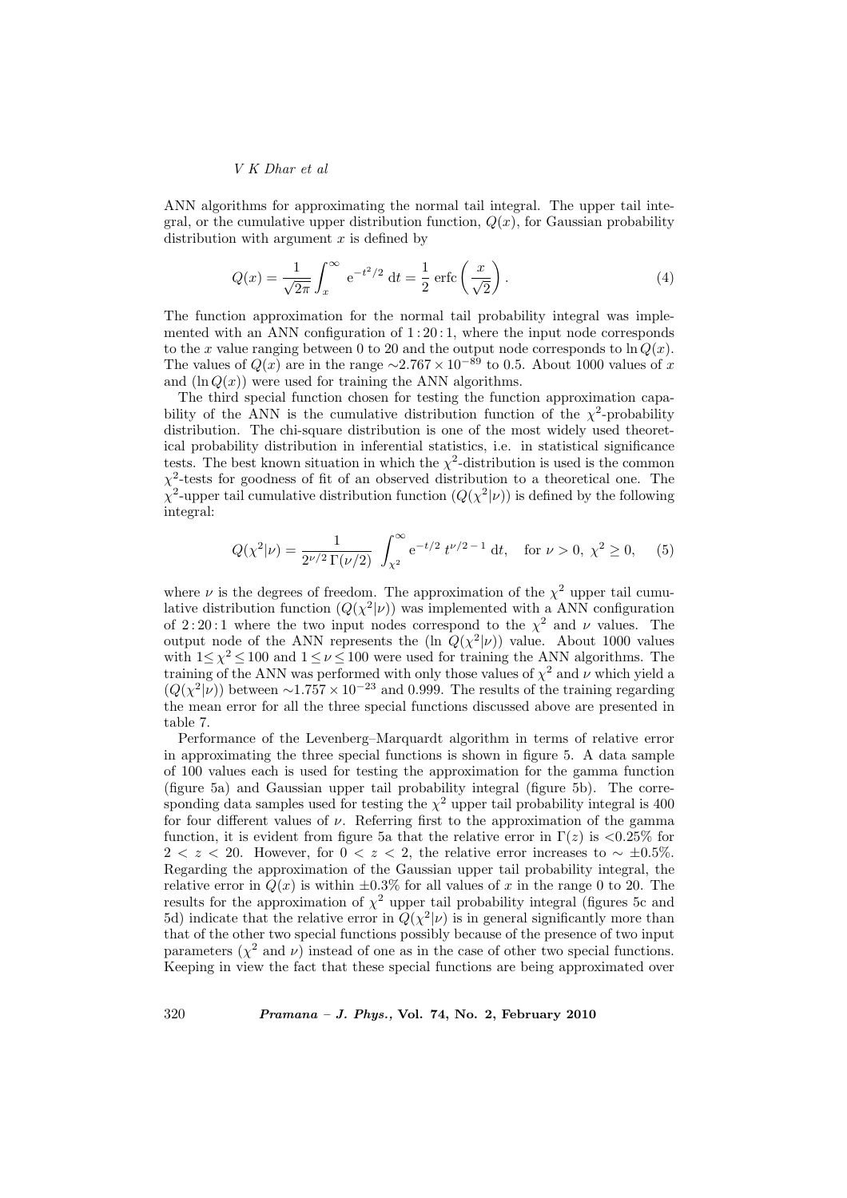ANN algorithms for approximating the normal tail integral. The upper tail integral, or the cumulative upper distribution function, $Q(x)$, for Gaussian probability distribution with argument $x$ is defined by

$$Q(x) = \frac{1}{\sqrt{2\pi}} \int_x^{\infty} \mathrm{e}^{-t^2/2} \, \mathrm{d}t = \frac{1}{2} \, \mathrm{erfc}\left(\frac{x}{\sqrt{2}}\right). \tag{4}$$

The function approximation for the normal tail probability integral was implemented with an ANN configuration of $1:20:1$, where the input node corresponds to the $x$ value ranging between 0 to 20 and the output node corresponds to $\ln Q(x)$. The values of $Q(x)$ are in the range $\sim 2.767 \times 10^{-89}$ to 0.5. About 1000 values of $x$ and $(\ln Q(x))$ were used for training the ANN algorithms.

The third special function chosen for testing the function approximation capability of the ANN is the cumulative distribution function of the $\chi^2$-probability distribution. The chi-square distribution is one of the most widely used theoretical probability distribution in inferential statistics, i.e. in statistical significance tests. The best known situation in which the $\chi^2$-distribution is used is the common $\chi^2$-tests for goodness of fit of an observed distribution to a theoretical one. The $\chi^2$-upper tail cumulative distribution function $(Q(\chi^2|\nu))$ is defined by the following integral:

$$Q(\chi^2|\nu) = \frac{1}{2^{\nu/2}\,\Gamma(\nu/2)} \int_{\chi^2}^{\infty} \mathrm{e}^{-t/2} \, t^{\nu/2\,-\,1} \, \mathrm{d}t, \quad \text{for } \nu > 0,\ \chi^2 \geq 0, \tag{5}$$

where $\nu$ is the degrees of freedom. The approximation of the $\chi^2$ upper tail cumulative distribution function $(Q(\chi^2|\nu))$ was implemented with a ANN configuration of $2:20:1$ where the two input nodes correspond to the $\chi^2$ and $\nu$ values. The output node of the ANN represents the $(\ln Q(\chi^2|\nu))$ value. About 1000 values with $1 \leq \chi^2 \leq 100$ and $1 \leq \nu \leq 100$ were used for training the ANN algorithms. The training of the ANN was performed with only those values of $\chi^2$ and $\nu$ which yield a $(Q(\chi^2|\nu))$ between $\sim 1.757 \times 10^{-23}$ and 0.999. The results of the training regarding the mean error for all the three special functions discussed above are presented in table 7.

Performance of the Levenberg–Marquardt algorithm in terms of relative error in approximating the three special functions is shown in figure 5. A data sample of 100 values each is used for testing the approximation for the gamma function (figure 5a) and Gaussian upper tail probability integral (figure 5b). The corresponding data samples used for testing the $\chi^2$ upper tail probability integral is 400 for four different values of $\nu$. Referring first to the approximation of the gamma function, it is evident from figure 5a that the relative error in $\Gamma(z)$ is $<0.25\%$ for $2 < z < 20$. However, for $0 < z < 2$, the relative error increases to $\sim \pm 0.5\%$. Regarding the approximation of the Gaussian upper tail probability integral, the relative error in $Q(x)$ is within $\pm 0.3\%$ for all values of $x$ in the range 0 to 20. The results for the approximation of $\chi^2$ upper tail probability integral (figures 5c and 5d) indicate that the relative error in $Q(\chi^2|\nu)$ is in general significantly more than that of the other two special functions possibly because of the presence of two input parameters ($\chi^2$ and $\nu$) instead of one as in the case of other two special functions. Keeping in view the fact that these special functions are being approximated over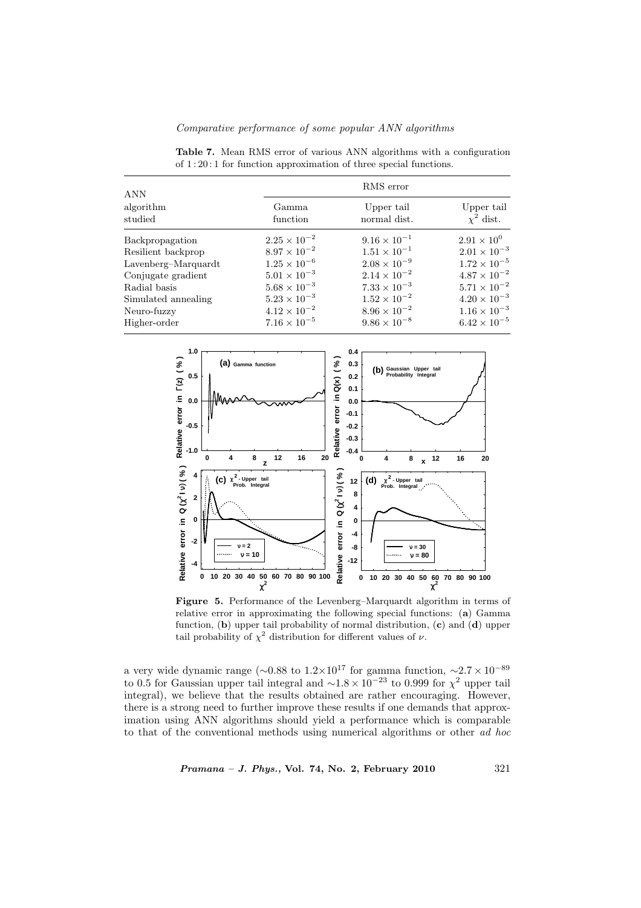**Table 7.** Mean RMS error of various ANN algorithms with a configuration of 1 : 20 : 1 for function approximation of three special functions.

| ANN algorithm studied | RMS error | | |
|---|---|---|---|
| | Gamma function | Upper tail normal dist. | Upper tail $\chi^2$ dist. |
| Backpropagation | $2.25 \times 10^{-2}$ | $9.16 \times 10^{-1}$ | $2.91 \times 10^{0}$ |
| Resilient backprop | $8.97 \times 10^{-2}$ | $1.51 \times 10^{-1}$ | $2.01 \times 10^{-3}$ |
| Lavenberg–Marquardt | $1.25 \times 10^{-6}$ | $2.08 \times 10^{-9}$ | $1.72 \times 10^{-5}$ |
| Conjugate gradient | $5.01 \times 10^{-3}$ | $2.14 \times 10^{-2}$ | $4.87 \times 10^{-2}$ |
| Radial basis | $5.68 \times 10^{-3}$ | $7.33 \times 10^{-3}$ | $5.71 \times 10^{-2}$ |
| Simulated annealing | $5.23 \times 10^{-3}$ | $1.52 \times 10^{-2}$ | $4.20 \times 10^{-3}$ |
| Neuro-fuzzy | $4.12 \times 10^{-2}$ | $8.96 \times 10^{-2}$ | $1.16 \times 10^{-3}$ |
| Higher-order | $7.16 \times 10^{-5}$ | $9.86 \times 10^{-8}$ | $6.42 \times 10^{-5}$ |

**Figure 5.** Performance of the Levenberg–Marquardt algorithm in terms of relative error in approximating the following special functions: (**a**) Gamma function, (**b**) upper tail probability of normal distribution, (**c**) and (**d**) upper tail probability of $\chi^2$ distribution for different values of $\nu$.

a very wide dynamic range ($\sim$0.88 to $1.2\times10^{17}$ for gamma function, $\sim 2.7 \times 10^{-89}$ to 0.5 for Gaussian upper tail integral and $\sim 1.8 \times 10^{-23}$ to 0.999 for $\chi^2$ upper tail integral), we believe that the results obtained are rather encouraging. However, there is a strong need to further improve these results if one demands that approximation using ANN algorithms should yield a performance which is comparable to that of the conventional methods using numerical algorithms or other *ad hoc*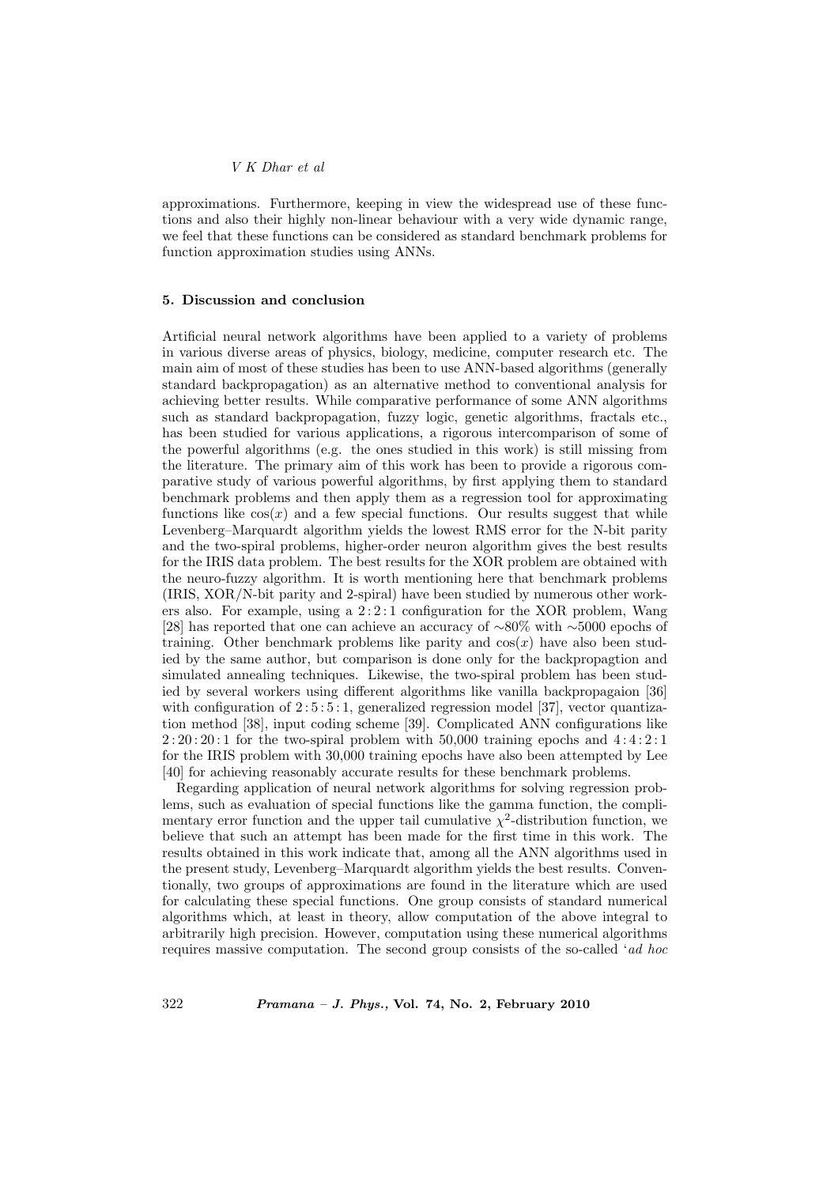approximations. Furthermore, keeping in view the widespread use of these functions and also their highly non-linear behaviour with a very wide dynamic range, we feel that these functions can be considered as standard benchmark problems for function approximation studies using ANNs.

## 5. Discussion and conclusion

Artificial neural network algorithms have been applied to a variety of problems in various diverse areas of physics, biology, medicine, computer research etc. The main aim of most of these studies has been to use ANN-based algorithms (generally standard backpropagation) as an alternative method to conventional analysis for achieving better results. While comparative performance of some ANN algorithms such as standard backpropagation, fuzzy logic, genetic algorithms, fractals etc., has been studied for various applications, a rigorous intercomparison of some of the powerful algorithms (e.g. the ones studied in this work) is still missing from the literature. The primary aim of this work has been to provide a rigorous comparative study of various powerful algorithms, by first applying them to standard benchmark problems and then apply them as a regression tool for approximating functions like $\cos(x)$ and a few special functions. Our results suggest that while Levenberg–Marquardt algorithm yields the lowest RMS error for the N-bit parity and the two-spiral problems, higher-order neuron algorithm gives the best results for the IRIS data problem. The best results for the XOR problem are obtained with the neuro-fuzzy algorithm. It is worth mentioning here that benchmark problems (IRIS, XOR/N-bit parity and 2-spiral) have been studied by numerous other workers also. For example, using a $2:2:1$ configuration for the XOR problem, Wang [28] has reported that one can achieve an accuracy of $\sim$80% with $\sim$5000 epochs of training. Other benchmark problems like parity and $\cos(x)$ have also been studied by the same author, but comparison is done only for the backpropagtion and simulated annealing techniques. Likewise, the two-spiral problem has been studied by several workers using different algorithms like vanilla backpropagaion [36] with configuration of $2:5:5:1$, generalized regression model [37], vector quantization method [38], input coding scheme [39]. Complicated ANN configurations like $2:20:20:1$ for the two-spiral problem with 50,000 training epochs and $4:4:2:1$ for the IRIS problem with 30,000 training epochs have also been attempted by Lee [40] for achieving reasonably accurate results for these benchmark problems.

Regarding application of neural network algorithms for solving regression problems, such as evaluation of special functions like the gamma function, the complimentary error function and the upper tail cumulative $\chi^2$-distribution function, we believe that such an attempt has been made for the first time in this work. The results obtained in this work indicate that, among all the ANN algorithms used in the present study, Levenberg–Marquardt algorithm yields the best results. Conventionally, two groups of approximations are found in the literature which are used for calculating these special functions. One group consists of standard numerical algorithms which, at least in theory, allow computation of the above integral to arbitrarily high precision. However, computation using these numerical algorithms requires massive computation. The second group consists of the so-called '*ad hoc*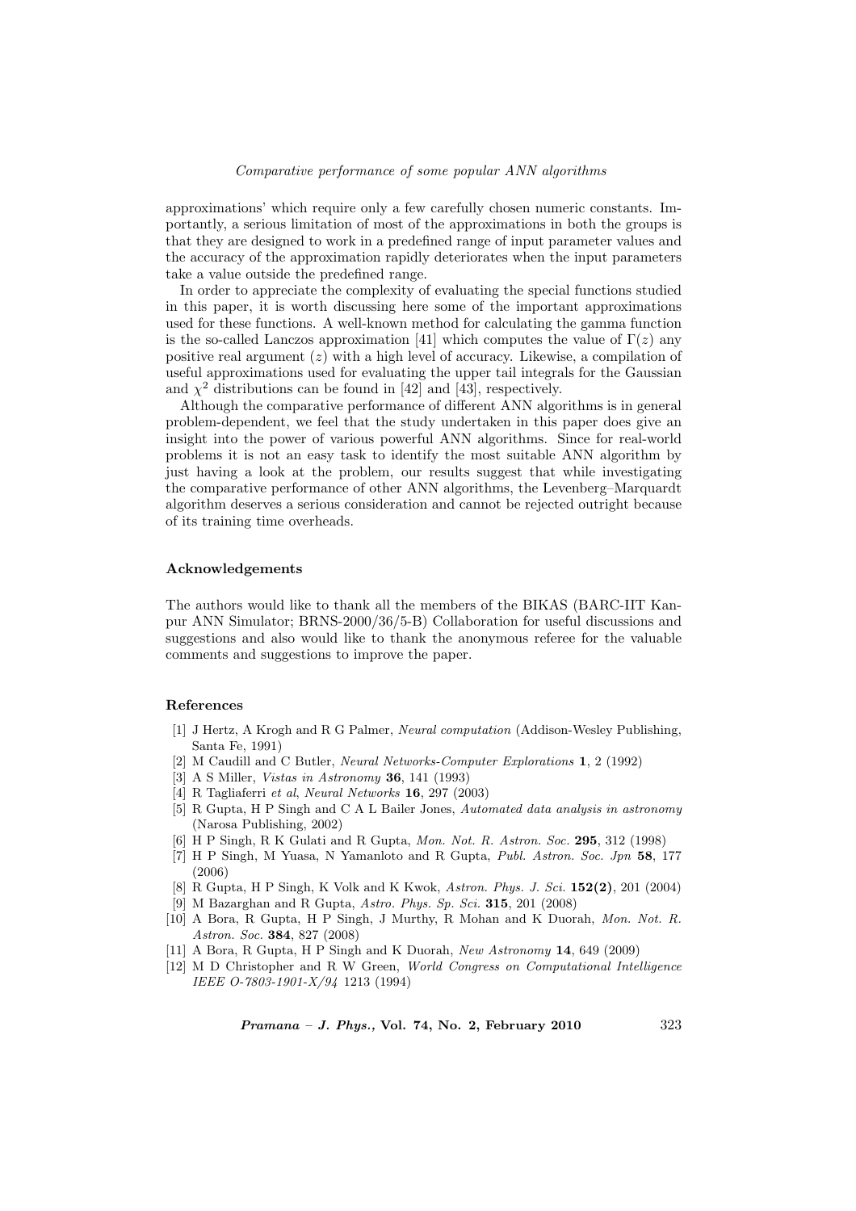approximations' which require only a few carefully chosen numeric constants. Importantly, a serious limitation of most of the approximations in both the groups is that they are designed to work in a predefined range of input parameter values and the accuracy of the approximation rapidly deteriorates when the input parameters take a value outside the predefined range.

In order to appreciate the complexity of evaluating the special functions studied in this paper, it is worth discussing here some of the important approximations used for these functions. A well-known method for calculating the gamma function is the so-called Lanczos approximation [41] which computes the value of $\Gamma(z)$ any positive real argument ($z$) with a high level of accuracy. Likewise, a compilation of useful approximations used for evaluating the upper tail integrals for the Gaussian and $\chi^2$ distributions can be found in [42] and [43], respectively.

Although the comparative performance of different ANN algorithms is in general problem-dependent, we feel that the study undertaken in this paper does give an insight into the power of various powerful ANN algorithms. Since for real-world problems it is not an easy task to identify the most suitable ANN algorithm by just having a look at the problem, our results suggest that while investigating the comparative performance of other ANN algorithms, the Levenberg–Marquardt algorithm deserves a serious consideration and cannot be rejected outright because of its training time overheads.

### Acknowledgements

The authors would like to thank all the members of the BIKAS (BARC-IIT Kanpur ANN Simulator; BRNS-2000/36/5-B) Collaboration for useful discussions and suggestions and also would like to thank the anonymous referee for the valuable comments and suggestions to improve the paper.

### References

[1] J Hertz, A Krogh and R G Palmer, *Neural computation* (Addison-Wesley Publishing, Santa Fe, 1991)

[2] M Caudill and C Butler, *Neural Networks-Computer Explorations* **1**, 2 (1992)

[3] A S Miller, *Vistas in Astronomy* **36**, 141 (1993)

[4] R Tagliaferri *et al*, *Neural Networks* **16**, 297 (2003)

[5] R Gupta, H P Singh and C A L Bailer Jones, *Automated data analysis in astronomy* (Narosa Publishing, 2002)

[6] H P Singh, R K Gulati and R Gupta, *Mon. Not. R. Astron. Soc.* **295**, 312 (1998)

[7] H P Singh, M Yuasa, N Yamanloto and R Gupta, *Publ. Astron. Soc. Jpn* **58**, 177 (2006)

[8] R Gupta, H P Singh, K Volk and K Kwok, *Astron. Phys. J. Sci.* **152(2)**, 201 (2004)

[9] M Bazarghan and R Gupta, *Astro. Phys. Sp. Sci.* **315**, 201 (2008)

[10] A Bora, R Gupta, H P Singh, J Murthy, R Mohan and K Duorah, *Mon. Not. R. Astron. Soc.* **384**, 827 (2008)

[11] A Bora, R Gupta, H P Singh and K Duorah, *New Astronomy* **14**, 649 (2009)

[12] M D Christopher and R W Green, *World Congress on Computational Intelligence IEEE O-7803-1901-X/94* 1213 (1994)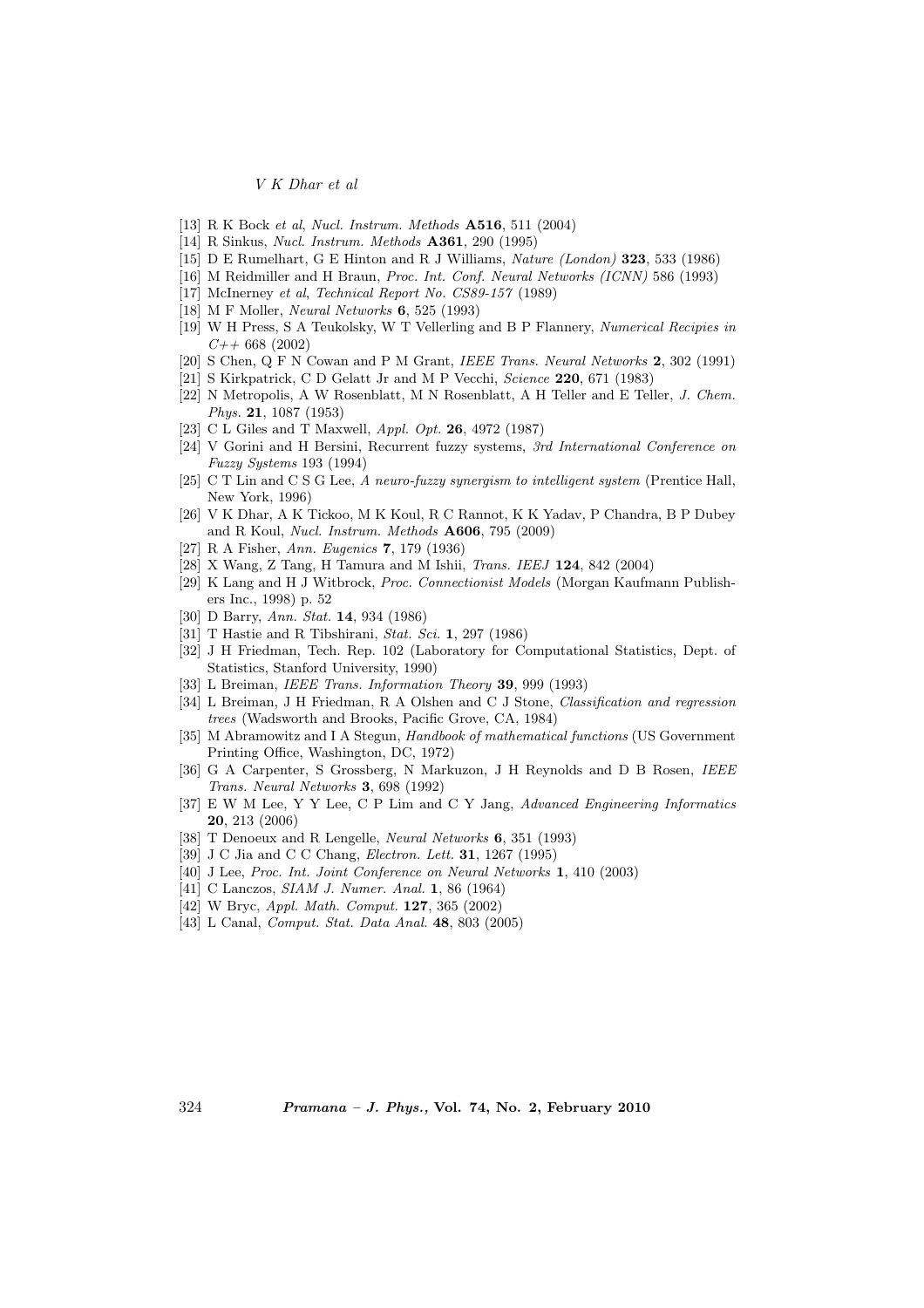[13] R K Bock *et al*, *Nucl. Instrum. Methods* **A516**, 511 (2004)

[14] R Sinkus, *Nucl. Instrum. Methods* **A361**, 290 (1995)

[15] D E Rumelhart, G E Hinton and R J Williams, *Nature (London)* **323**, 533 (1986)

[16] M Reidmiller and H Braun, *Proc. Int. Conf. Neural Networks (ICNN)* 586 (1993)

[17] McInerney *et al*, *Technical Report No. CS89-157* (1989)

[18] M F Moller, *Neural Networks* **6**, 525 (1993)

[19] W H Press, S A Teukolsky, W T Vellerling and B P Flannery, *Numerical Recipies in C++* 668 (2002)

[20] S Chen, Q F N Cowan and P M Grant, *IEEE Trans. Neural Networks* **2**, 302 (1991)

[21] S Kirkpatrick, C D Gelatt Jr and M P Vecchi, *Science* **220**, 671 (1983)

[22] N Metropolis, A W Rosenblatt, M N Rosenblatt, A H Teller and E Teller, *J. Chem. Phys.* **21**, 1087 (1953)

[23] C L Giles and T Maxwell, *Appl. Opt.* **26**, 4972 (1987)

[24] V Gorini and H Bersini, Recurrent fuzzy systems, *3rd International Conference on Fuzzy Systems* 193 (1994)

[25] C T Lin and C S G Lee, *A neuro-fuzzy synergism to intelligent system* (Prentice Hall, New York, 1996)

[26] V K Dhar, A K Tickoo, M K Koul, R C Rannot, K K Yadav, P Chandra, B P Dubey and R Koul, *Nucl. Instrum. Methods* **A606**, 795 (2009)

[27] R A Fisher, *Ann. Eugenics* **7**, 179 (1936)

[28] X Wang, Z Tang, H Tamura and M Ishii, *Trans. IEEJ* **124**, 842 (2004)

[29] K Lang and H J Witbrock, *Proc. Connectionist Models* (Morgan Kaufmann Publishers Inc., 1998) p. 52

[30] D Barry, *Ann. Stat.* **14**, 934 (1986)

[31] T Hastie and R Tibshirani, *Stat. Sci.* **1**, 297 (1986)

[32] J H Friedman, Tech. Rep. 102 (Laboratory for Computational Statistics, Dept. of Statistics, Stanford University, 1990)

[33] L Breiman, *IEEE Trans. Information Theory* **39**, 999 (1993)

[34] L Breiman, J H Friedman, R A Olshen and C J Stone, *Classification and regression trees* (Wadsworth and Brooks, Pacific Grove, CA, 1984)

[35] M Abramowitz and I A Stegun, *Handbook of mathematical functions* (US Government Printing Office, Washington, DC, 1972)

[36] G A Carpenter, S Grossberg, N Markuzon, J H Reynolds and D B Rosen, *IEEE Trans. Neural Networks* **3**, 698 (1992)

[37] E W M Lee, Y Y Lee, C P Lim and C Y Jang, *Advanced Engineering Informatics* **20**, 213 (2006)

[38] T Denoeux and R Lengelle, *Neural Networks* **6**, 351 (1993)

[39] J C Jia and C C Chang, *Electron. Lett.* **31**, 1267 (1995)

[40] J Lee, *Proc. Int. Joint Conference on Neural Networks* **1**, 410 (2003)

[41] C Lanczos, *SIAM J. Numer. Anal.* **1**, 86 (1964)

[42] W Bryc, *Appl. Math. Comput.* **127**, 365 (2002)

[43] L Canal, *Comput. Stat. Data Anal.* **48**, 803 (2005)